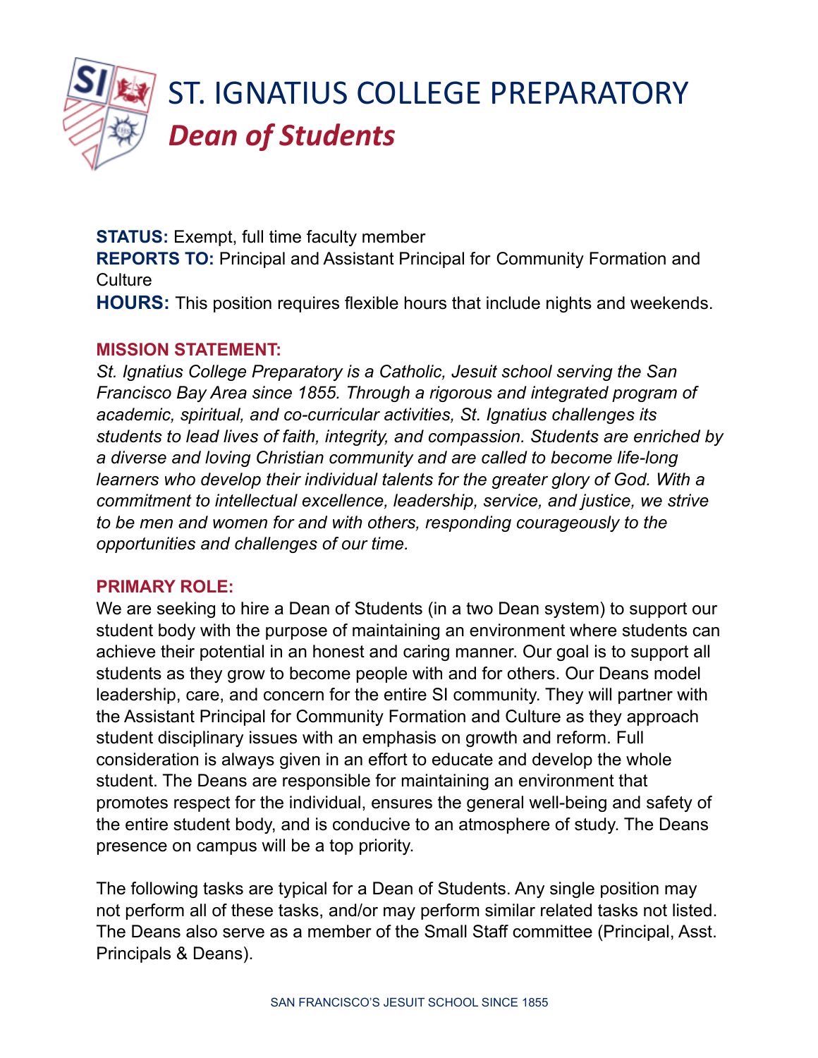# ST. IGNATIUS COLLEGE PREPARATORY

## *Dean of Students*

**STATUS:** Exempt, full time faculty member
**REPORTS TO:** Principal and Assistant Principal for Community Formation and Culture
**HOURS:** This position requires flexible hours that include nights and weekends.

**MISSION STATEMENT:**

*St. Ignatius College Preparatory is a Catholic, Jesuit school serving the San Francisco Bay Area since 1855. Through a rigorous and integrated program of academic, spiritual, and co-curricular activities, St. Ignatius challenges its students to lead lives of faith, integrity, and compassion. Students are enriched by a diverse and loving Christian community and are called to become life-long learners who develop their individual talents for the greater glory of God. With a commitment to intellectual excellence, leadership, service, and justice, we strive to be men and women for and with others, responding courageously to the opportunities and challenges of our time.*

**PRIMARY ROLE:**

We are seeking to hire a Dean of Students (in a two Dean system) to support our student body with the purpose of maintaining an environment where students can achieve their potential in an honest and caring manner. Our goal is to support all students as they grow to become people with and for others. Our Deans model leadership, care, and concern for the entire SI community. They will partner with the Assistant Principal for Community Formation and Culture as they approach student disciplinary issues with an emphasis on growth and reform. Full consideration is always given in an effort to educate and develop the whole student. The Deans are responsible for maintaining an environment that promotes respect for the individual, ensures the general well-being and safety of the entire student body, and is conducive to an atmosphere of study. The Deans presence on campus will be a top priority.

The following tasks are typical for a Dean of Students. Any single position may not perform all of these tasks, and/or may perform similar related tasks not listed. The Deans also serve as a member of the Small Staff committee (Principal, Asst. Principals & Deans).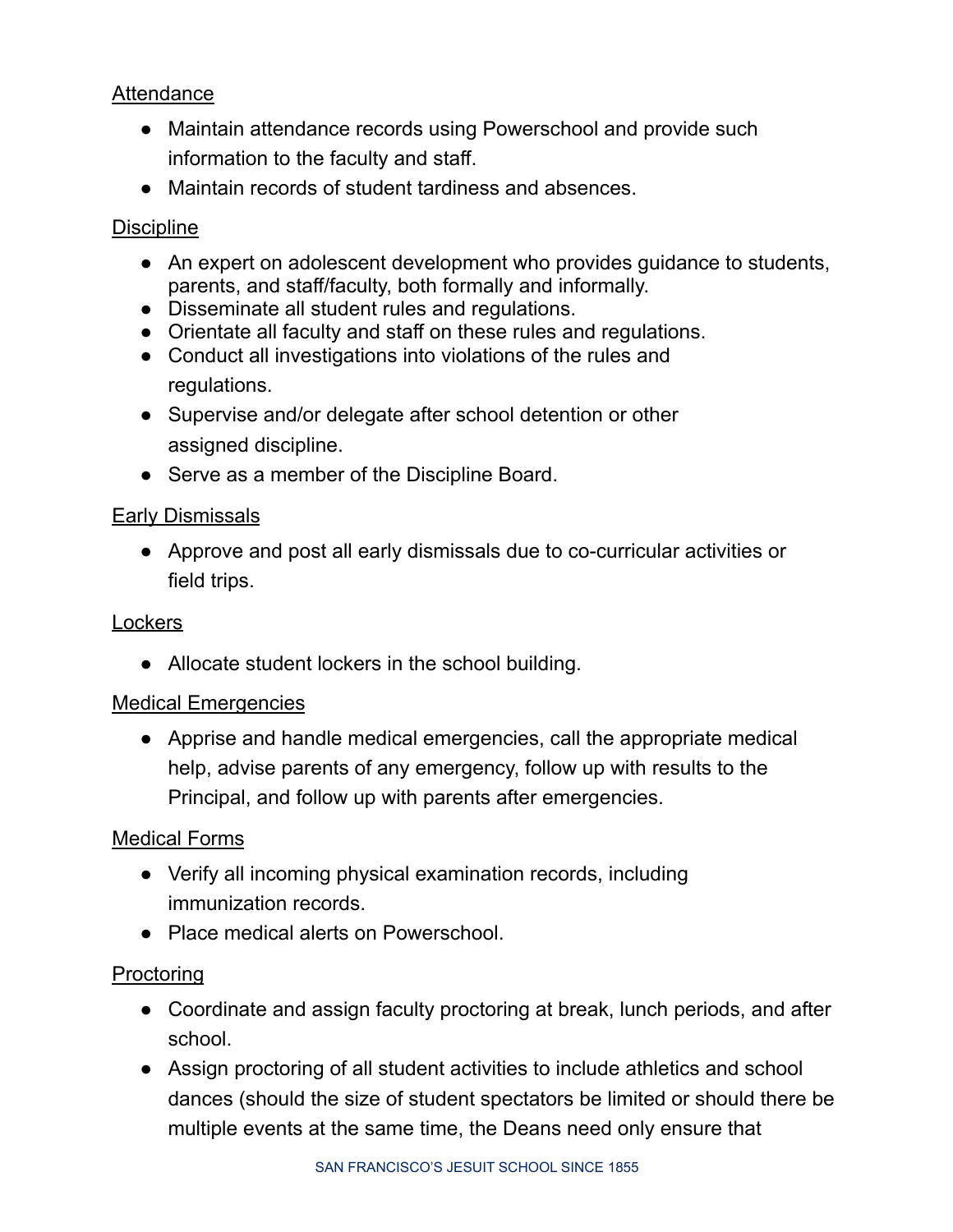Attendance

- Maintain attendance records using Powerschool and provide such information to the faculty and staff.
- Maintain records of student tardiness and absences.

Discipline

- An expert on adolescent development who provides guidance to students, parents, and staff/faculty, both formally and informally.
- Disseminate all student rules and regulations.
- Orientate all faculty and staff on these rules and regulations.
- Conduct all investigations into violations of the rules and regulations.
- Supervise and/or delegate after school detention or other assigned discipline.
- Serve as a member of the Discipline Board.

Early Dismissals

- Approve and post all early dismissals due to co-curricular activities or field trips.

Lockers

- Allocate student lockers in the school building.

Medical Emergencies

- Apprise and handle medical emergencies, call the appropriate medical help, advise parents of any emergency, follow up with results to the Principal, and follow up with parents after emergencies.

Medical Forms

- Verify all incoming physical examination records, including immunization records.
- Place medical alerts on Powerschool.

Proctoring

- Coordinate and assign faculty proctoring at break, lunch periods, and after school.
- Assign proctoring of all student activities to include athletics and school dances (should the size of student spectators be limited or should there be multiple events at the same time, the Deans need only ensure that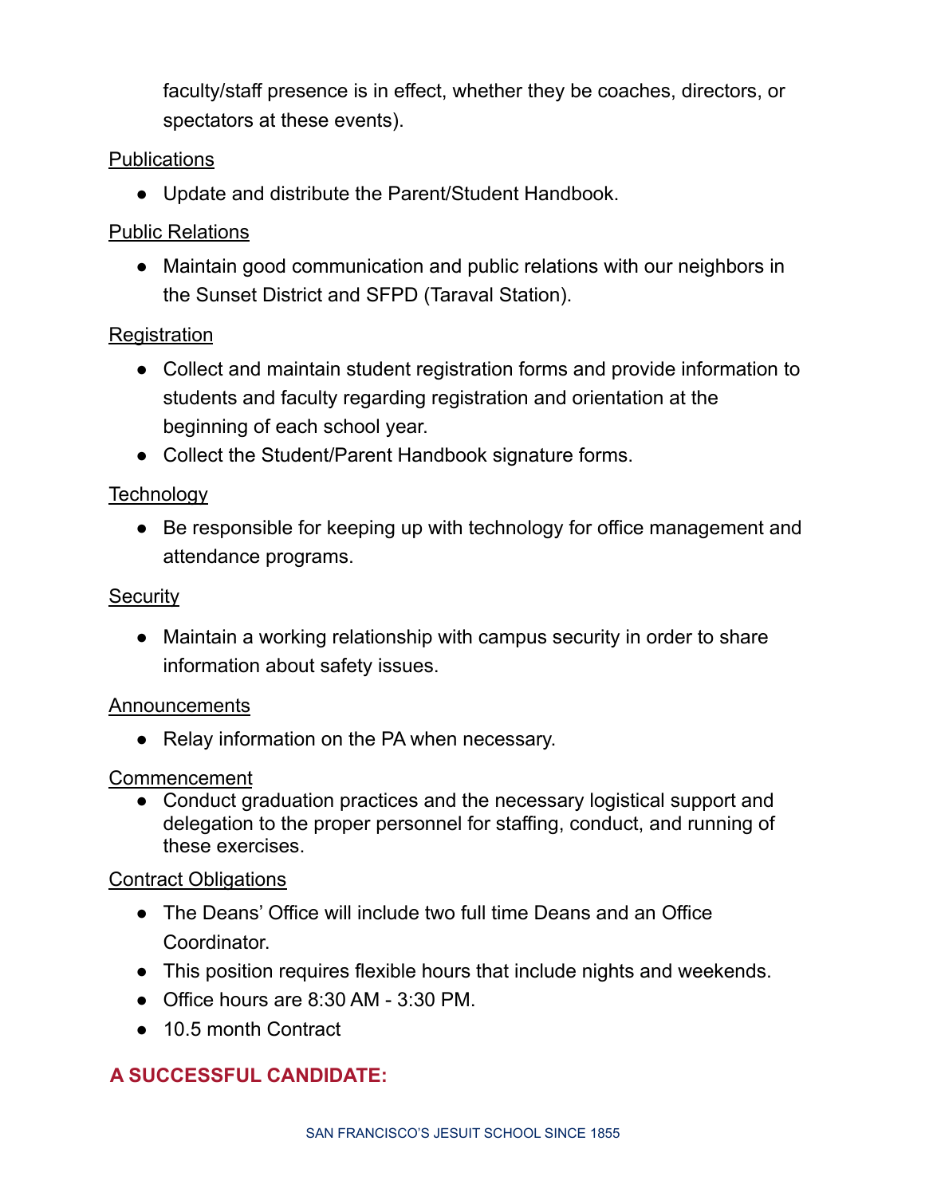faculty/staff presence is in effect, whether they be coaches, directors, or spectators at these events).

Publications

- Update and distribute the Parent/Student Handbook.

Public Relations

- Maintain good communication and public relations with our neighbors in the Sunset District and SFPD (Taraval Station).

Registration

- Collect and maintain student registration forms and provide information to students and faculty regarding registration and orientation at the beginning of each school year.
- Collect the Student/Parent Handbook signature forms.

Technology

- Be responsible for keeping up with technology for office management and attendance programs.

Security

- Maintain a working relationship with campus security in order to share information about safety issues.

Announcements

- Relay information on the PA when necessary.

Commencement

- Conduct graduation practices and the necessary logistical support and delegation to the proper personnel for staffing, conduct, and running of these exercises.

Contract Obligations

- The Deans' Office will include two full time Deans and an Office Coordinator.
- This position requires flexible hours that include nights and weekends.
- Office hours are 8:30 AM - 3:30 PM.
- 10.5 month Contract

## A SUCCESSFUL CANDIDATE: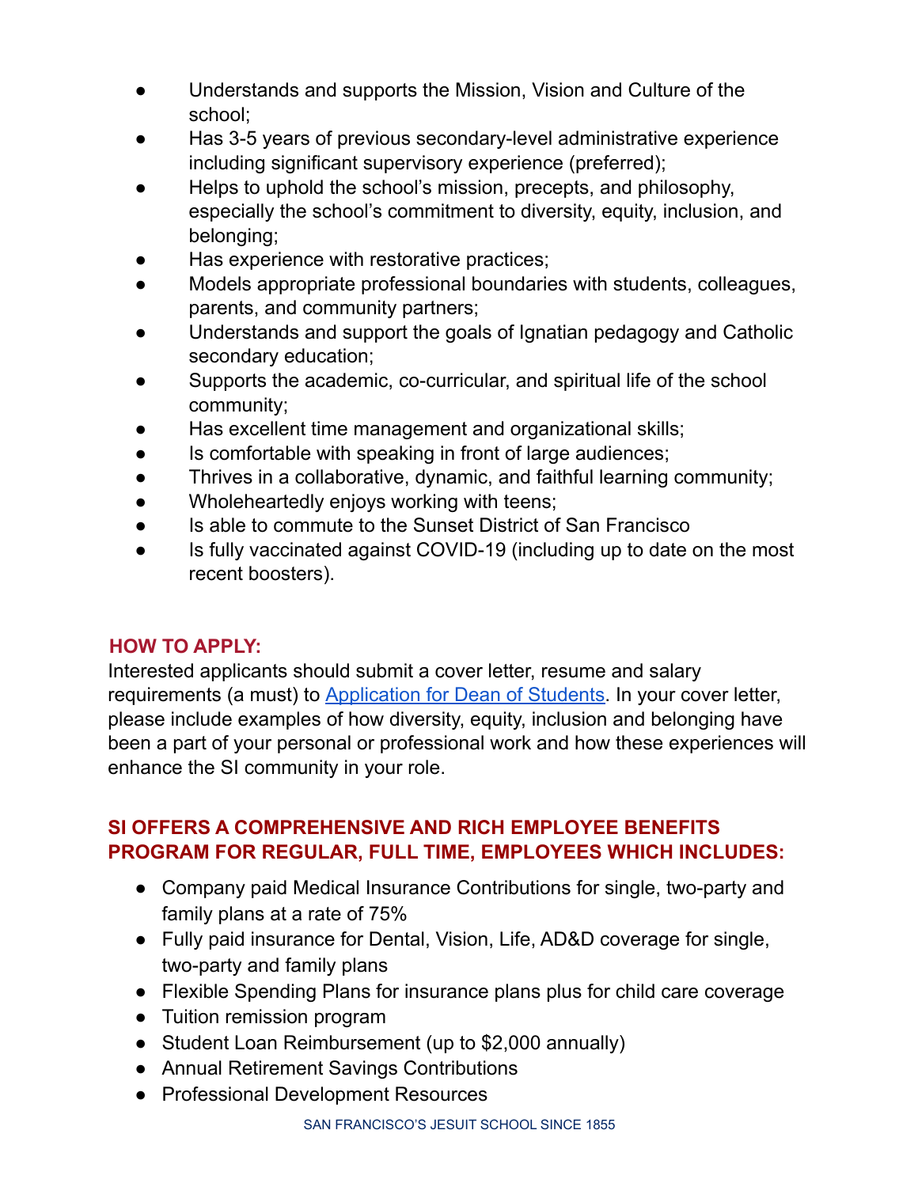- Understands and supports the Mission, Vision and Culture of the school;
- Has 3-5 years of previous secondary-level administrative experience including significant supervisory experience (preferred);
- Helps to uphold the school's mission, precepts, and philosophy, especially the school's commitment to diversity, equity, inclusion, and belonging;
- Has experience with restorative practices;
- Models appropriate professional boundaries with students, colleagues, parents, and community partners;
- Understands and support the goals of Ignatian pedagogy and Catholic secondary education;
- Supports the academic, co-curricular, and spiritual life of the school community;
- Has excellent time management and organizational skills;
- Is comfortable with speaking in front of large audiences;
- Thrives in a collaborative, dynamic, and faithful learning community;
- Wholeheartedly enjoys working with teens;
- Is able to commute to the Sunset District of San Francisco
- Is fully vaccinated against COVID-19 (including up to date on the most recent boosters).

## HOW TO APPLY:

Interested applicants should submit a cover letter, resume and salary requirements (a must) to [Application for Dean of Students](). In your cover letter, please include examples of how diversity, equity, inclusion and belonging have been a part of your personal or professional work and how these experiences will enhance the SI community in your role.

## SI OFFERS A COMPREHENSIVE AND RICH EMPLOYEE BENEFITS PROGRAM FOR REGULAR, FULL TIME, EMPLOYEES WHICH INCLUDES:

- Company paid Medical Insurance Contributions for single, two-party and family plans at a rate of 75%
- Fully paid insurance for Dental, Vision, Life, AD&D coverage for single, two-party and family plans
- Flexible Spending Plans for insurance plans plus for child care coverage
- Tuition remission program
- Student Loan Reimbursement (up to $2,000 annually)
- Annual Retirement Savings Contributions
- Professional Development Resources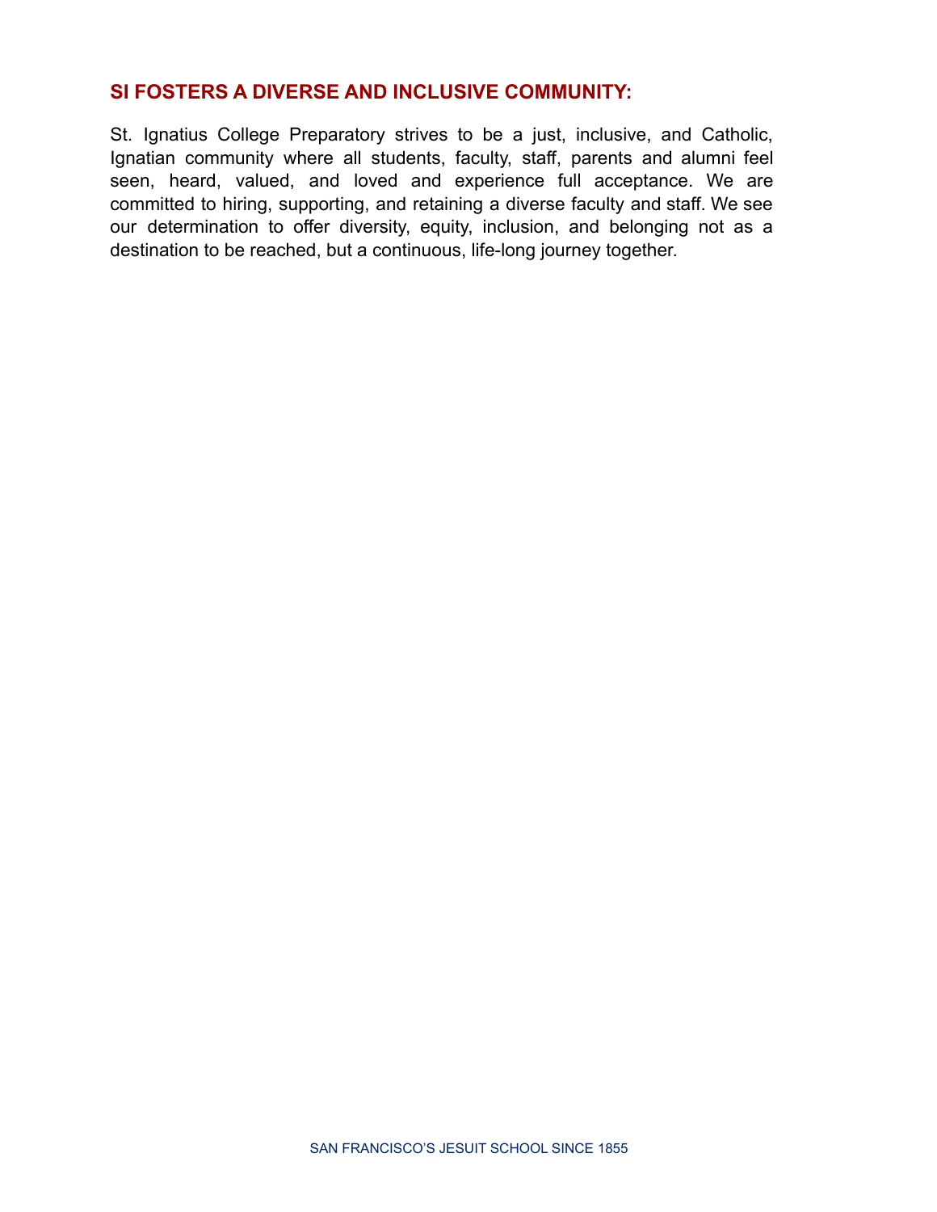## SI FOSTERS A DIVERSE AND INCLUSIVE COMMUNITY:

St. Ignatius College Preparatory strives to be a just, inclusive, and Catholic, Ignatian community where all students, faculty, staff, parents and alumni feel seen, heard, valued, and loved and experience full acceptance. We are committed to hiring, supporting, and retaining a diverse faculty and staff. We see our determination to offer diversity, equity, inclusion, and belonging not as a destination to be reached, but a continuous, life-long journey together.